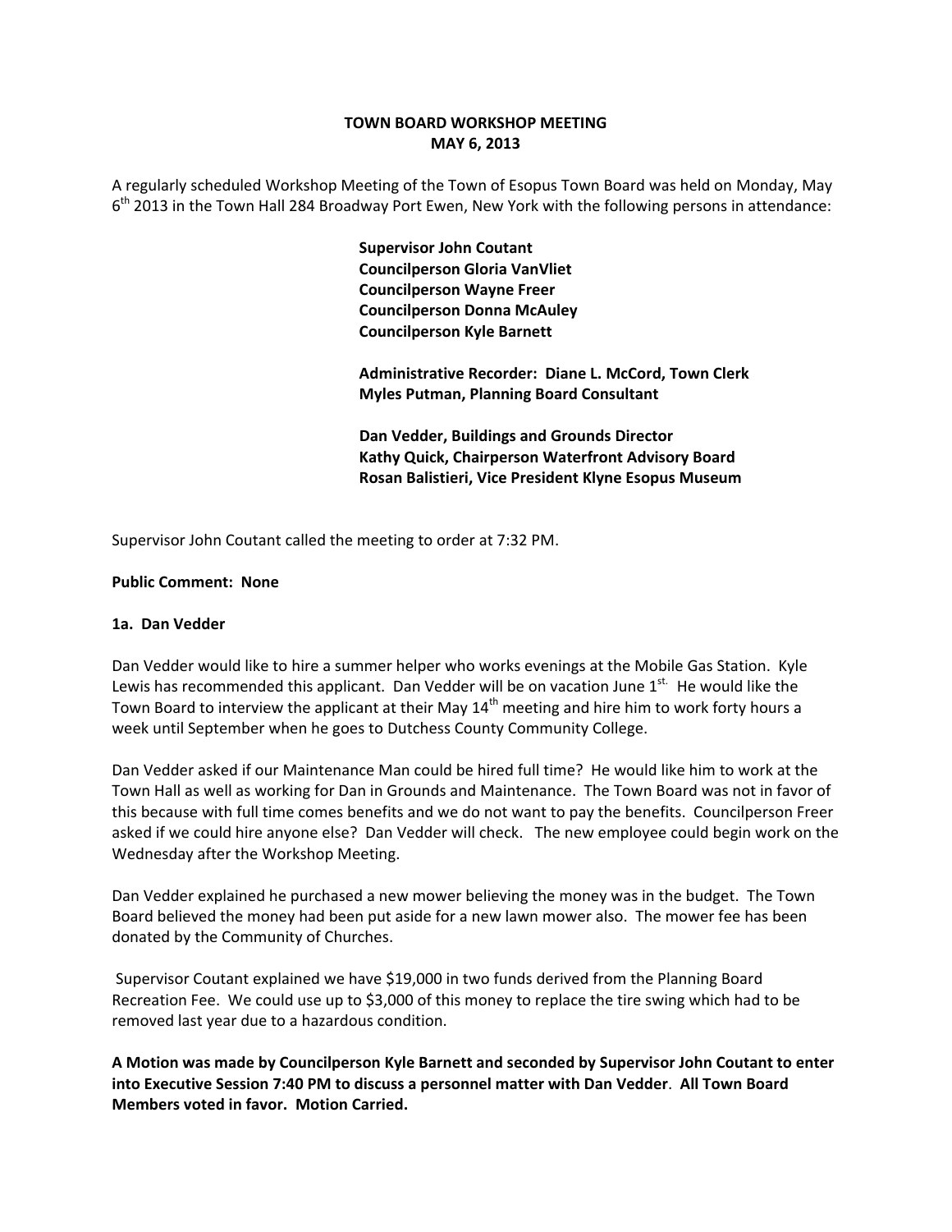**TOWN BOARD WORKSHOP MEETING**
**MAY 6, 2013**

A regularly scheduled Workshop Meeting of the Town of Esopus Town Board was held on Monday, May 6th 2013 in the Town Hall 284 Broadway Port Ewen, New York with the following persons in attendance:

**Supervisor John Coutant**
**Councilperson Gloria VanVliet**
**Councilperson Wayne Freer**
**Councilperson Donna McAuley**
**Councilperson Kyle Barnett**

**Administrative Recorder: Diane L. McCord, Town Clerk**
**Myles Putman, Planning Board Consultant**

**Dan Vedder, Buildings and Grounds Director**
**Kathy Quick, Chairperson Waterfront Advisory Board**
**Rosan Balistieri, Vice President Klyne Esopus Museum**

Supervisor John Coutant called the meeting to order at 7:32 PM.

**Public Comment: None**

**1a. Dan Vedder**

Dan Vedder would like to hire a summer helper who works evenings at the Mobile Gas Station. Kyle Lewis has recommended this applicant. Dan Vedder will be on vacation June 1st. He would like the Town Board to interview the applicant at their May 14th meeting and hire him to work forty hours a week until September when he goes to Dutchess County Community College.

Dan Vedder asked if our Maintenance Man could be hired full time? He would like him to work at the Town Hall as well as working for Dan in Grounds and Maintenance. The Town Board was not in favor of this because with full time comes benefits and we do not want to pay the benefits. Councilperson Freer asked if we could hire anyone else? Dan Vedder will check. The new employee could begin work on the Wednesday after the Workshop Meeting.

Dan Vedder explained he purchased a new mower believing the money was in the budget. The Town Board believed the money had been put aside for a new lawn mower also. The mower fee has been donated by the Community of Churches.

Supervisor Coutant explained we have $19,000 in two funds derived from the Planning Board Recreation Fee. We could use up to $3,000 of this money to replace the tire swing which had to be removed last year due to a hazardous condition.

**A Motion was made by Councilperson Kyle Barnett and seconded by Supervisor John Coutant to enter into Executive Session 7:40 PM to discuss a personnel matter with Dan Vedder. All Town Board Members voted in favor. Motion Carried.**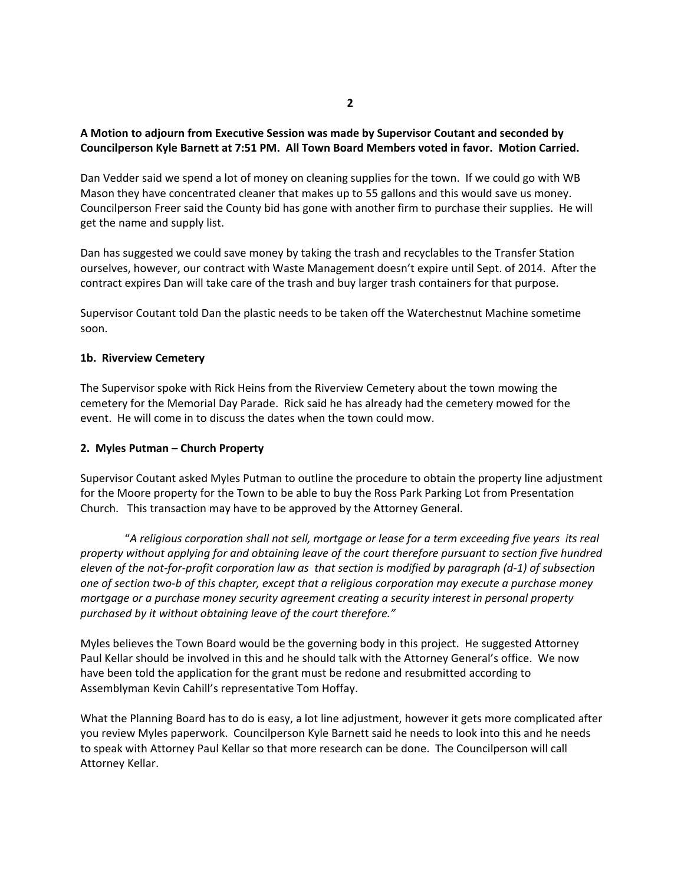**A Motion to adjourn from Executive Session was made by Supervisor Coutant and seconded by Councilperson Kyle Barnett at 7:51 PM. All Town Board Members voted in favor. Motion Carried.**

Dan Vedder said we spend a lot of money on cleaning supplies for the town. If we could go with WB Mason they have concentrated cleaner that makes up to 55 gallons and this would save us money. Councilperson Freer said the County bid has gone with another firm to purchase their supplies. He will get the name and supply list.

Dan has suggested we could save money by taking the trash and recyclables to the Transfer Station ourselves, however, our contract with Waste Management doesn't expire until Sept. of 2014. After the contract expires Dan will take care of the trash and buy larger trash containers for that purpose.

Supervisor Coutant told Dan the plastic needs to be taken off the Waterchestnut Machine sometime soon.

**1b. Riverview Cemetery**

The Supervisor spoke with Rick Heins from the Riverview Cemetery about the town mowing the cemetery for the Memorial Day Parade. Rick said he has already had the cemetery mowed for the event. He will come in to discuss the dates when the town could mow.

**2. Myles Putman – Church Property**

Supervisor Coutant asked Myles Putman to outline the procedure to obtain the property line adjustment for the Moore property for the Town to be able to buy the Ross Park Parking Lot from Presentation Church. This transaction may have to be approved by the Attorney General.

"*A religious corporation shall not sell, mortgage or lease for a term exceeding five years its real property without applying for and obtaining leave of the court therefore pursuant to section five hundred eleven of the not-for-profit corporation law as that section is modified by paragraph (d-1) of subsection one of section two-b of this chapter, except that a religious corporation may execute a purchase money mortgage or a purchase money security agreement creating a security interest in personal property purchased by it without obtaining leave of the court therefore.*"

Myles believes the Town Board would be the governing body in this project. He suggested Attorney Paul Kellar should be involved in this and he should talk with the Attorney General's office. We now have been told the application for the grant must be redone and resubmitted according to Assemblyman Kevin Cahill's representative Tom Hoffay.

What the Planning Board has to do is easy, a lot line adjustment, however it gets more complicated after you review Myles paperwork. Councilperson Kyle Barnett said he needs to look into this and he needs to speak with Attorney Paul Kellar so that more research can be done. The Councilperson will call Attorney Kellar.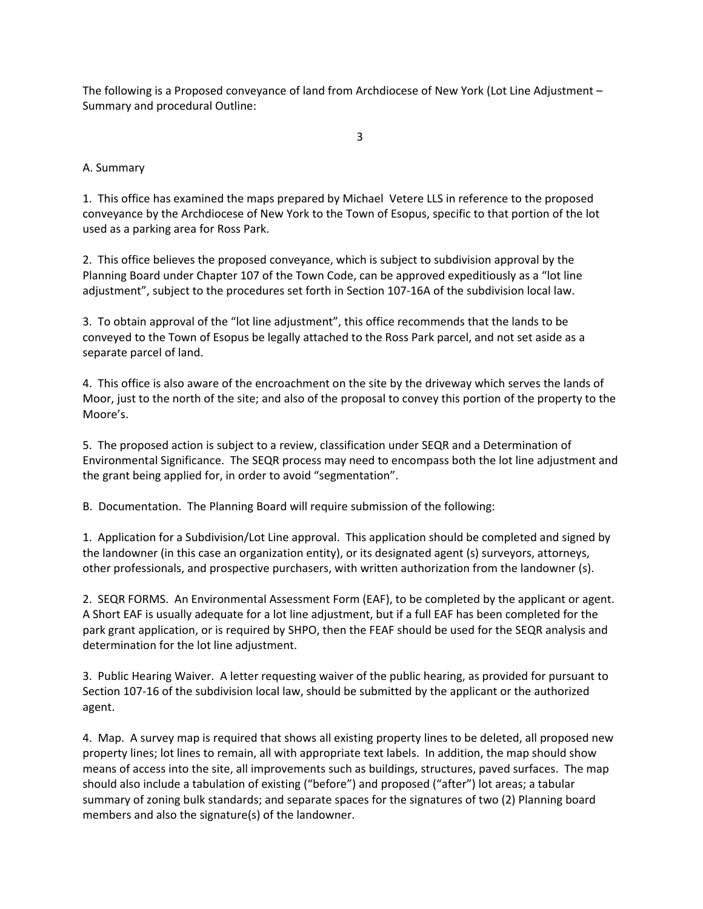The following is a Proposed conveyance of land from Archdiocese of New York (Lot Line Adjustment – Summary and procedural Outline:

A. Summary

1. This office has examined the maps prepared by Michael Vetere LLS in reference to the proposed conveyance by the Archdiocese of New York to the Town of Esopus, specific to that portion of the lot used as a parking area for Ross Park.

2. This office believes the proposed conveyance, which is subject to subdivision approval by the Planning Board under Chapter 107 of the Town Code, can be approved expeditiously as a "lot line adjustment", subject to the procedures set forth in Section 107-16A of the subdivision local law.

3. To obtain approval of the "lot line adjustment", this office recommends that the lands to be conveyed to the Town of Esopus be legally attached to the Ross Park parcel, and not set aside as a separate parcel of land.

4. This office is also aware of the encroachment on the site by the driveway which serves the lands of Moor, just to the north of the site; and also of the proposal to convey this portion of the property to the Moore's.

5. The proposed action is subject to a review, classification under SEQR and a Determination of Environmental Significance. The SEQR process may need to encompass both the lot line adjustment and the grant being applied for, in order to avoid "segmentation".

B. Documentation. The Planning Board will require submission of the following:

1. Application for a Subdivision/Lot Line approval. This application should be completed and signed by the landowner (in this case an organization entity), or its designated agent (s) surveyors, attorneys, other professionals, and prospective purchasers, with written authorization from the landowner (s).

2. SEQR FORMS. An Environmental Assessment Form (EAF), to be completed by the applicant or agent. A Short EAF is usually adequate for a lot line adjustment, but if a full EAF has been completed for the park grant application, or is required by SHPO, then the FEAF should be used for the SEQR analysis and determination for the lot line adjustment.

3. Public Hearing Waiver. A letter requesting waiver of the public hearing, as provided for pursuant to Section 107-16 of the subdivision local law, should be submitted by the applicant or the authorized agent.

4. Map. A survey map is required that shows all existing property lines to be deleted, all proposed new property lines; lot lines to remain, all with appropriate text labels. In addition, the map should show means of access into the site, all improvements such as buildings, structures, paved surfaces. The map should also include a tabulation of existing ("before") and proposed ("after") lot areas; a tabular summary of zoning bulk standards; and separate spaces for the signatures of two (2) Planning board members and also the signature(s) of the landowner.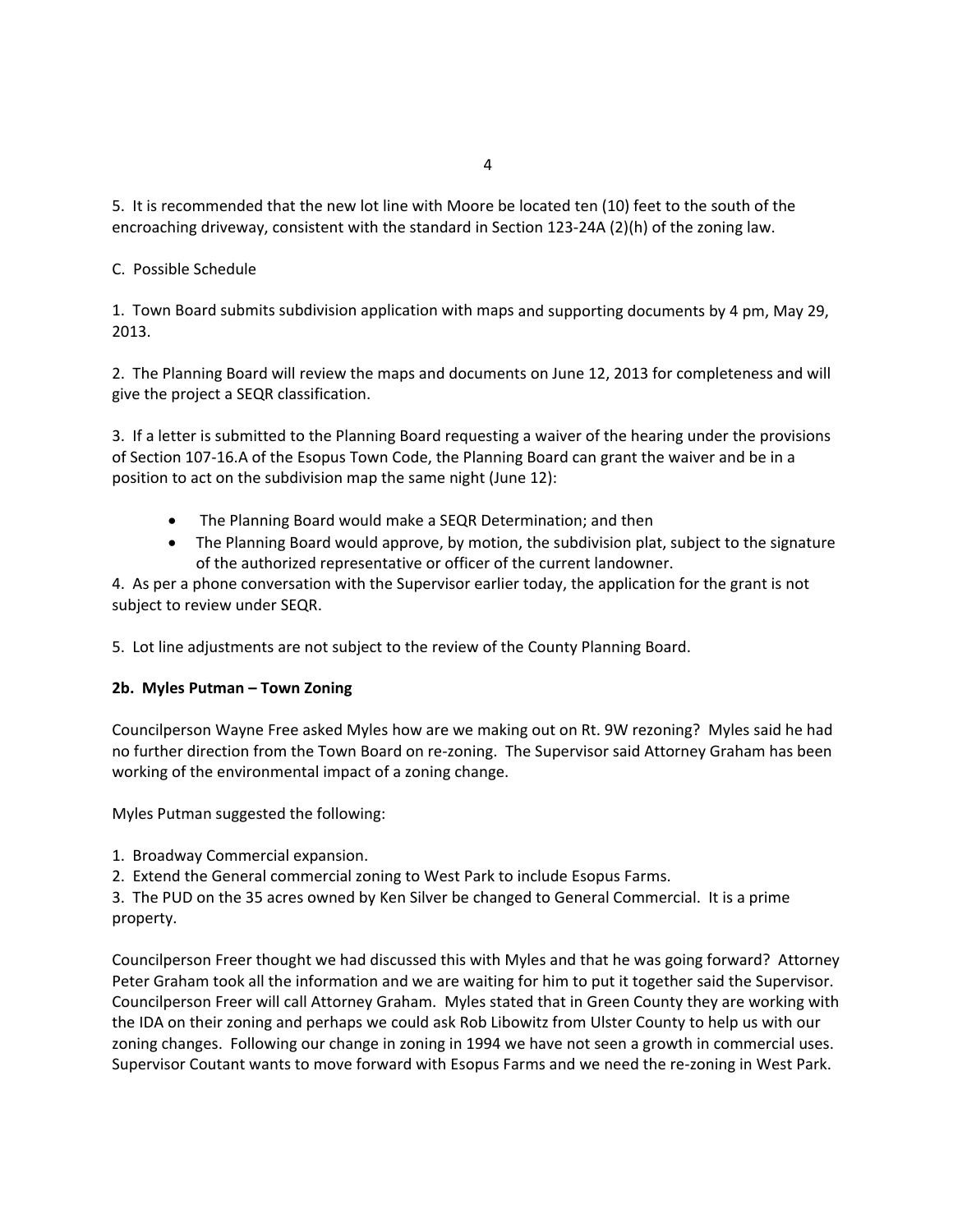5. It is recommended that the new lot line with Moore be located ten (10) feet to the south of the encroaching driveway, consistent with the standard in Section 123-24A (2)(h) of the zoning law.

C. Possible Schedule

1. Town Board submits subdivision application with maps and supporting documents by 4 pm, May 29, 2013.

2. The Planning Board will review the maps and documents on June 12, 2013 for completeness and will give the project a SEQR classification.

3. If a letter is submitted to the Planning Board requesting a waiver of the hearing under the provisions of Section 107-16.A of the Esopus Town Code, the Planning Board can grant the waiver and be in a position to act on the subdivision map the same night (June 12):

- The Planning Board would make a SEQR Determination; and then
- The Planning Board would approve, by motion, the subdivision plat, subject to the signature of the authorized representative or officer of the current landowner.

4. As per a phone conversation with the Supervisor earlier today, the application for the grant is not subject to review under SEQR.

5. Lot line adjustments are not subject to the review of the County Planning Board.

**2b. Myles Putman – Town Zoning**

Councilperson Wayne Free asked Myles how are we making out on Rt. 9W rezoning? Myles said he had no further direction from the Town Board on re-zoning. The Supervisor said Attorney Graham has been working of the environmental impact of a zoning change.

Myles Putman suggested the following:

1. Broadway Commercial expansion.
2. Extend the General commercial zoning to West Park to include Esopus Farms.
3. The PUD on the 35 acres owned by Ken Silver be changed to General Commercial. It is a prime property.

Councilperson Freer thought we had discussed this with Myles and that he was going forward? Attorney Peter Graham took all the information and we are waiting for him to put it together said the Supervisor. Councilperson Freer will call Attorney Graham. Myles stated that in Green County they are working with the IDA on their zoning and perhaps we could ask Rob Libowitz from Ulster County to help us with our zoning changes. Following our change in zoning in 1994 we have not seen a growth in commercial uses. Supervisor Coutant wants to move forward with Esopus Farms and we need the re-zoning in West Park.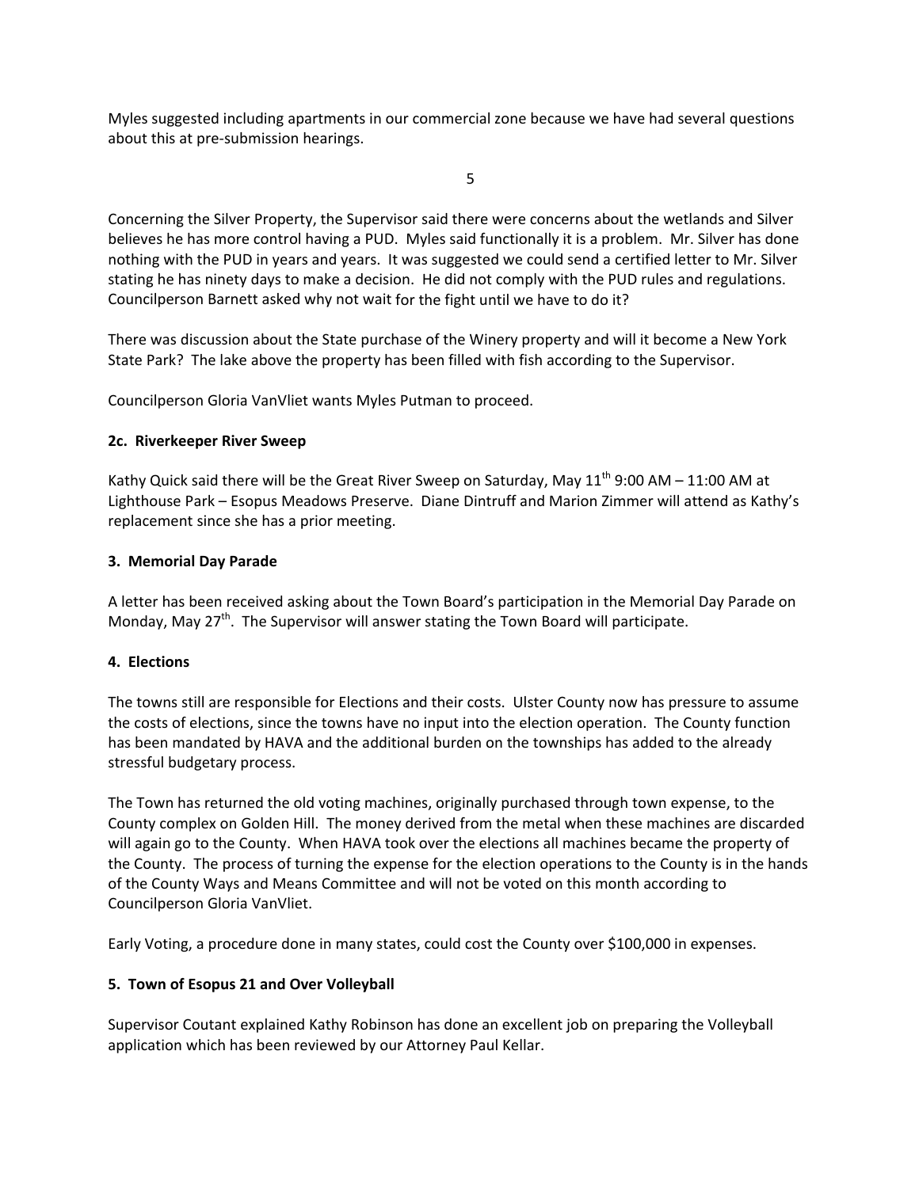Myles suggested including apartments in our commercial zone because we have had several questions about this at pre-submission hearings.

Concerning the Silver Property, the Supervisor said there were concerns about the wetlands and Silver believes he has more control having a PUD. Myles said functionally it is a problem. Mr. Silver has done nothing with the PUD in years and years. It was suggested we could send a certified letter to Mr. Silver stating he has ninety days to make a decision. He did not comply with the PUD rules and regulations. Councilperson Barnett asked why not wait for the fight until we have to do it?

There was discussion about the State purchase of the Winery property and will it become a New York State Park? The lake above the property has been filled with fish according to the Supervisor.

Councilperson Gloria VanVliet wants Myles Putman to proceed.

**2c. Riverkeeper River Sweep**

Kathy Quick said there will be the Great River Sweep on Saturday, May 11th 9:00 AM – 11:00 AM at Lighthouse Park – Esopus Meadows Preserve. Diane Dintruff and Marion Zimmer will attend as Kathy's replacement since she has a prior meeting.

**3. Memorial Day Parade**

A letter has been received asking about the Town Board's participation in the Memorial Day Parade on Monday, May 27th. The Supervisor will answer stating the Town Board will participate.

**4. Elections**

The towns still are responsible for Elections and their costs. Ulster County now has pressure to assume the costs of elections, since the towns have no input into the election operation. The County function has been mandated by HAVA and the additional burden on the townships has added to the already stressful budgetary process.

The Town has returned the old voting machines, originally purchased through town expense, to the County complex on Golden Hill. The money derived from the metal when these machines are discarded will again go to the County. When HAVA took over the elections all machines became the property of the County. The process of turning the expense for the election operations to the County is in the hands of the County Ways and Means Committee and will not be voted on this month according to Councilperson Gloria VanVliet.

Early Voting, a procedure done in many states, could cost the County over $100,000 in expenses.

**5. Town of Esopus 21 and Over Volleyball**

Supervisor Coutant explained Kathy Robinson has done an excellent job on preparing the Volleyball application which has been reviewed by our Attorney Paul Kellar.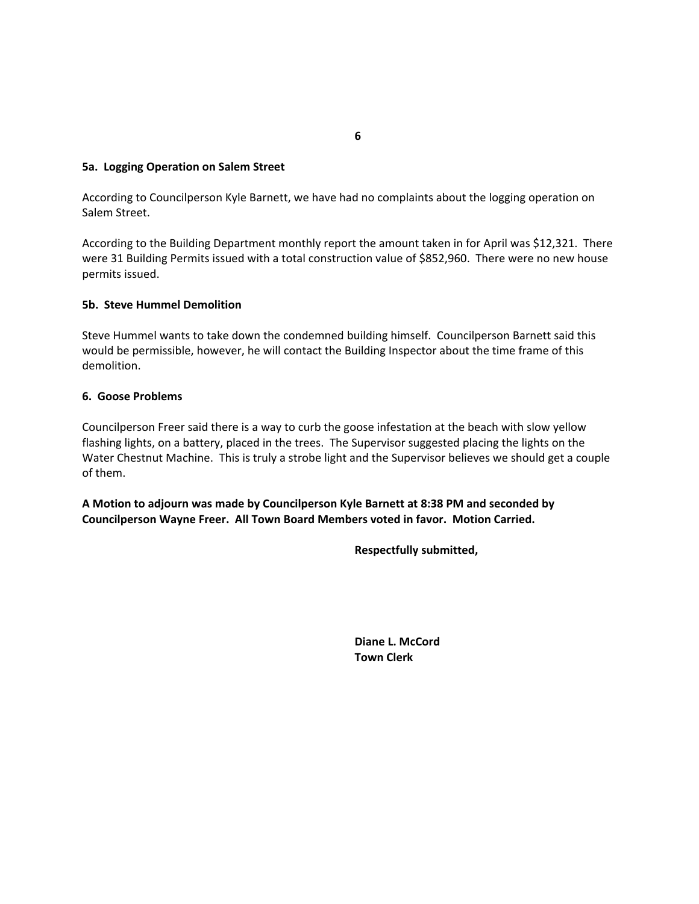**5a. Logging Operation on Salem Street**

According to Councilperson Kyle Barnett, we have had no complaints about the logging operation on Salem Street.

According to the Building Department monthly report the amount taken in for April was $12,321. There were 31 Building Permits issued with a total construction value of $852,960. There were no new house permits issued.

**5b. Steve Hummel Demolition**

Steve Hummel wants to take down the condemned building himself. Councilperson Barnett said this would be permissible, however, he will contact the Building Inspector about the time frame of this demolition.

**6. Goose Problems**

Councilperson Freer said there is a way to curb the goose infestation at the beach with slow yellow flashing lights, on a battery, placed in the trees. The Supervisor suggested placing the lights on the Water Chestnut Machine. This is truly a strobe light and the Supervisor believes we should get a couple of them.

**A Motion to adjourn was made by Councilperson Kyle Barnett at 8:38 PM and seconded by Councilperson Wayne Freer. All Town Board Members voted in favor. Motion Carried.**

**Respectfully submitted,**

**Diane L. McCord**
**Town Clerk**